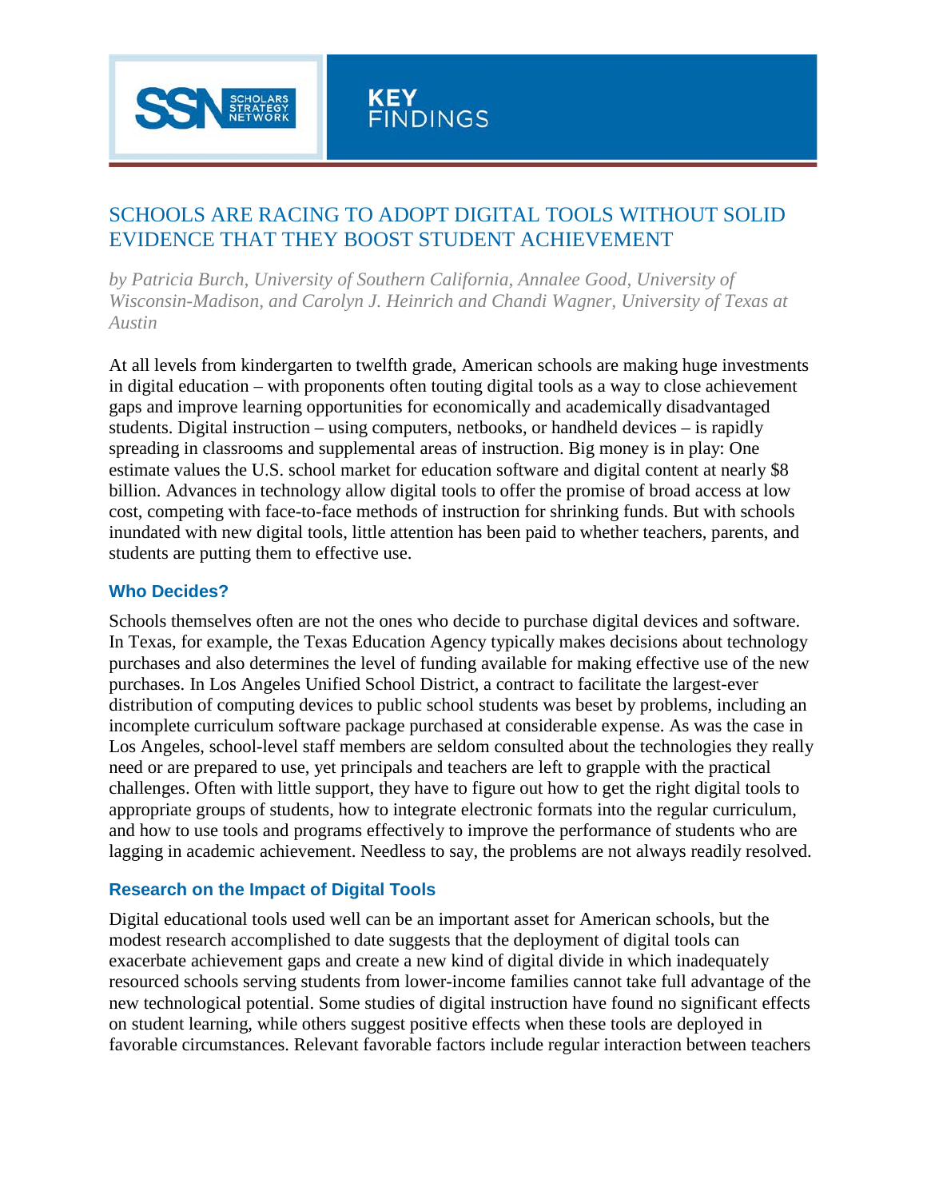KEY FINDINGS

# SCHOOLS ARE RACING TO ADOPT DIGITAL TOOLS WITHOUT SOLID EVIDENCE THAT THEY BOOST STUDENT ACHIEVEMENT

*by Patricia Burch, University of Southern California, Annalee Good, University of Wisconsin-Madison, and Carolyn J. Heinrich and Chandi Wagner, University of Texas at Austin*

At all levels from kindergarten to twelfth grade, American schools are making huge investments in digital education – with proponents often touting digital tools as a way to close achievement gaps and improve learning opportunities for economically and academically disadvantaged students. Digital instruction – using computers, netbooks, or handheld devices – is rapidly spreading in classrooms and supplemental areas of instruction. Big money is in play: One estimate values the U.S. school market for education software and digital content at nearly $8 billion. Advances in technology allow digital tools to offer the promise of broad access at low cost, competing with face-to-face methods of instruction for shrinking funds. But with schools inundated with new digital tools, little attention has been paid to whether teachers, parents, and students are putting them to effective use.

## Who Decides?

Schools themselves often are not the ones who decide to purchase digital devices and software. In Texas, for example, the Texas Education Agency typically makes decisions about technology purchases and also determines the level of funding available for making effective use of the new purchases. In Los Angeles Unified School District, a contract to facilitate the largest-ever distribution of computing devices to public school students was beset by problems, including an incomplete curriculum software package purchased at considerable expense. As was the case in Los Angeles, school-level staff members are seldom consulted about the technologies they really need or are prepared to use, yet principals and teachers are left to grapple with the practical challenges. Often with little support, they have to figure out how to get the right digital tools to appropriate groups of students, how to integrate electronic formats into the regular curriculum, and how to use tools and programs effectively to improve the performance of students who are lagging in academic achievement. Needless to say, the problems are not always readily resolved.

## Research on the Impact of Digital Tools

Digital educational tools used well can be an important asset for American schools, but the modest research accomplished to date suggests that the deployment of digital tools can exacerbate achievement gaps and create a new kind of digital divide in which inadequately resourced schools serving students from lower-income families cannot take full advantage of the new technological potential. Some studies of digital instruction have found no significant effects on student learning, while others suggest positive effects when these tools are deployed in favorable circumstances. Relevant favorable factors include regular interaction between teachers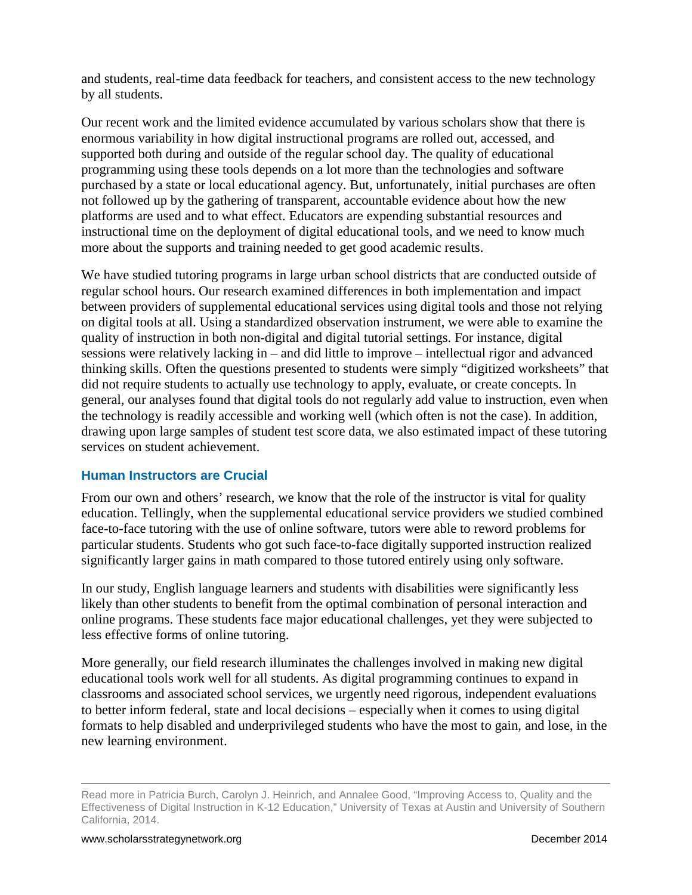and students, real-time data feedback for teachers, and consistent access to the new technology by all students.

Our recent work and the limited evidence accumulated by various scholars show that there is enormous variability in how digital instructional programs are rolled out, accessed, and supported both during and outside of the regular school day. The quality of educational programming using these tools depends on a lot more than the technologies and software purchased by a state or local educational agency. But, unfortunately, initial purchases are often not followed up by the gathering of transparent, accountable evidence about how the new platforms are used and to what effect. Educators are expending substantial resources and instructional time on the deployment of digital educational tools, and we need to know much more about the supports and training needed to get good academic results.

We have studied tutoring programs in large urban school districts that are conducted outside of regular school hours. Our research examined differences in both implementation and impact between providers of supplemental educational services using digital tools and those not relying on digital tools at all. Using a standardized observation instrument, we were able to examine the quality of instruction in both non-digital and digital tutorial settings. For instance, digital sessions were relatively lacking in – and did little to improve – intellectual rigor and advanced thinking skills. Often the questions presented to students were simply "digitized worksheets" that did not require students to actually use technology to apply, evaluate, or create concepts. In general, our analyses found that digital tools do not regularly add value to instruction, even when the technology is readily accessible and working well (which often is not the case). In addition, drawing upon large samples of student test score data, we also estimated impact of these tutoring services on student achievement.

## Human Instructors are Crucial

From our own and others' research, we know that the role of the instructor is vital for quality education. Tellingly, when the supplemental educational service providers we studied combined face-to-face tutoring with the use of online software, tutors were able to reword problems for particular students. Students who got such face-to-face digitally supported instruction realized significantly larger gains in math compared to those tutored entirely using only software.

In our study, English language learners and students with disabilities were significantly less likely than other students to benefit from the optimal combination of personal interaction and online programs. These students face major educational challenges, yet they were subjected to less effective forms of online tutoring.

More generally, our field research illuminates the challenges involved in making new digital educational tools work well for all students. As digital programming continues to expand in classrooms and associated school services, we urgently need rigorous, independent evaluations to better inform federal, state and local decisions – especially when it comes to using digital formats to help disabled and underprivileged students who have the most to gain, and lose, in the new learning environment.

---

Read more in Patricia Burch, Carolyn J. Heinrich, and Annalee Good, "Improving Access to, Quality and the Effectiveness of Digital Instruction in K-12 Education," University of Texas at Austin and University of Southern California, 2014.

www.scholarsstrategynetwork.org December 2014